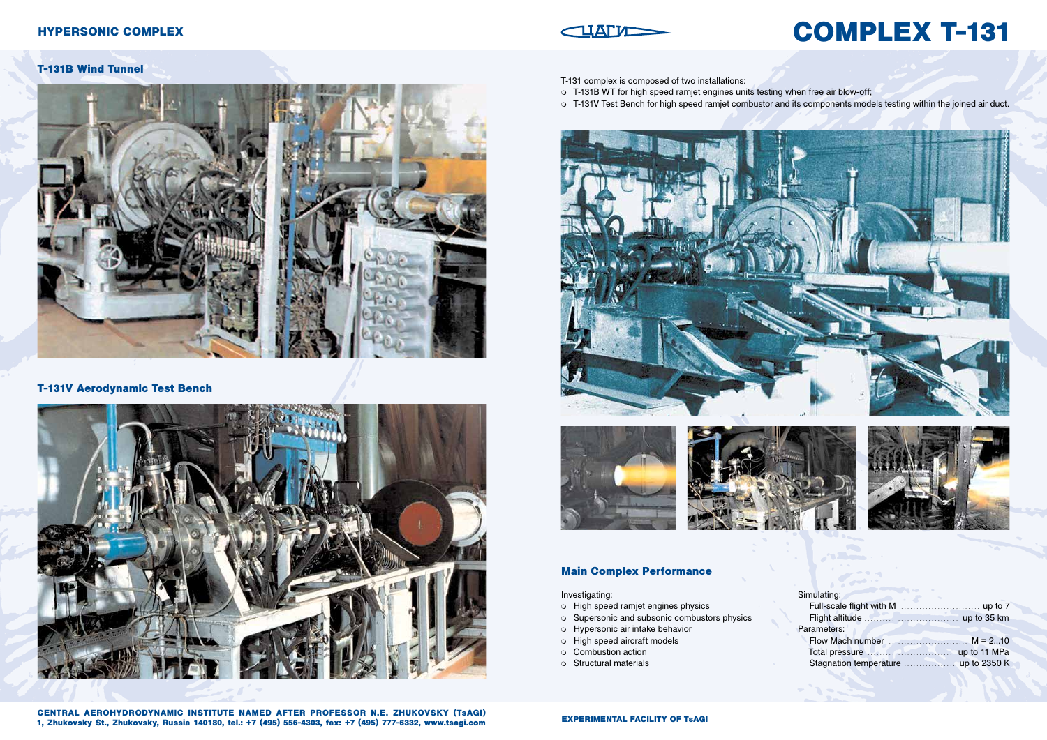# COMPLEX T-131

## HYPERSONIC COMPLEX

### T-131B Wind Tunnel

### T-131V Aerodynamic Test Bench

T-131 complex is composed of two installations:

- T-131B WT for high speed ramjet engines units testing when free air blow-off;
- T-131V Test Bench for high speed ramjet combustor and its components models testing within the joined air duct.

### Main Complex Performance

Investigating:

- High speed ramjet engines physics
- Supersonic and subsonic combustors physics
- Hypersonic air intake behavior
- High speed aircraft models
- Combustion action
- Structural materials

Simulating:

- Full-scale flight with M ........................ up to 7
- Flight altitude .............................. up to 35 km

Parameters:

- Flow Mach number ......................... M = 2...10
- Total pressure ............................ up to 11 MPa
- Stagnation temperature ................ up to 2350 K

**CENTRAL AEROHYDRODYNAMIC INSTITUTE NAMED AFTER PROFESSOR N.E. ZHUKOVSKY (TsAGI)**
**1, Zhukovsky St., Zhukovsky, Russia 140180, tel.: +7 (495) 556-4303, fax: +7 (495) 777-6332, www.tsagi.com**

**EXPERIMENTAL FACILITY OF TsAGI**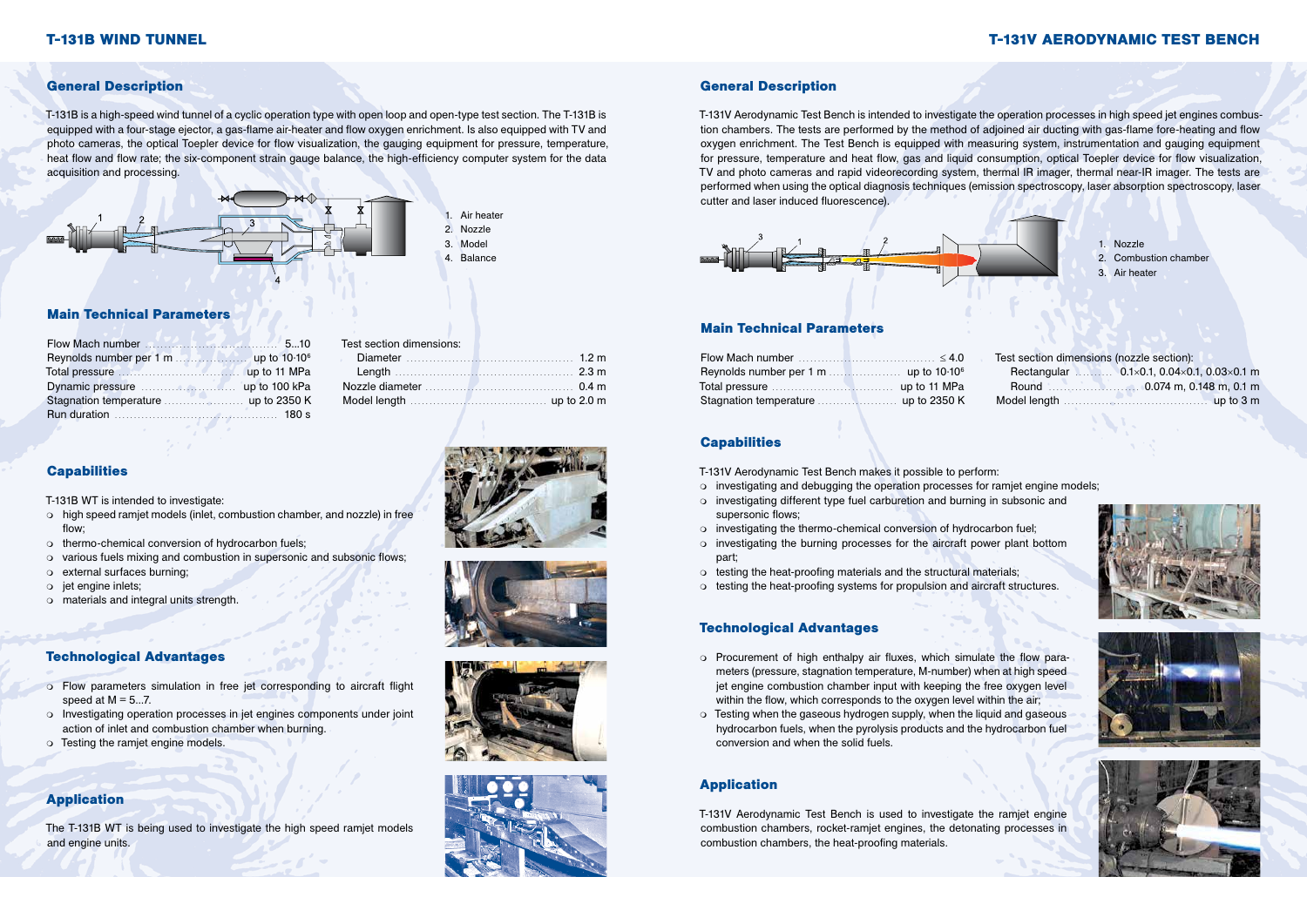# T-131B WIND TUNNEL

## General Description

T-131B is a high-speed wind tunnel of a cyclic operation type with open loop and open-type test section. The T-131B is equipped with a four-stage ejector, a gas-flame air-heater and flow oxygen enrichment. Is also equipped with TV and photo cameras, the optical Toepler device for flow visualization, the gauging equipment for pressure, temperature, heat flow and flow rate; the six-component strain gauge balance, the high-efficiency computer system for the data acquisition and processing.

1
2
3
4

1. Air heater
2. Nozzle
3. Model
4. Balance

## Main Technical Parameters

| | |
|---|---|
| Flow Mach number | 5...10 |
| Reynolds number per 1 m | up to $10 \cdot 10^6$ |
| Total pressure | up to 11 MPa |
| Dynamic pressure | up to 100 kPa |
| Stagnation temperature | up to 2350 K |
| Run duration | 180 s |

| | |
|---|---|
| Test section dimensions: | |
| Diameter | 1.2 m |
| Length | 2.3 m |
| Nozzle diameter | 0.4 m |
| Model length | up to 2.0 m |

## Capabilities

T-131B WT is intended to investigate:

- high speed ramjet models (inlet, combustion chamber, and nozzle) in free flow;
- thermo-chemical conversion of hydrocarbon fuels;
- various fuels mixing and combustion in supersonic and subsonic flows;
- external surfaces burning;
- jet engine inlets;
- materials and integral units strength.

## Technological Advantages

- Flow parameters simulation in free jet corresponding to aircraft flight speed at M = 5...7.
- Investigating operation processes in jet engines components under joint action of inlet and combustion chamber when burning.
- Testing the ramjet engine models.

## Application

The T-131B WT is being used to investigate the high speed ramjet models and engine units.

# T-131V AERODYNAMIC TEST BENCH

## General Description

T-131V Aerodynamic Test Bench is intended to investigate the operation processes in high speed jet engines combustion chambers. The tests are performed by the method of adjoined air ducting with gas-flame fore-heating and flow oxygen enrichment. The Test Bench is equipped with measuring system, instrumentation and gauging equipment for pressure, temperature and heat flow, gas and liquid consumption, optical Toepler device for flow visualization, TV and photo cameras and rapid videorecording system, thermal IR imager, thermal near-IR imager. The tests are performed when using the optical diagnosis techniques (emission spectroscopy, laser absorption spectroscopy, laser cutter and laser induced fluorescence).

3
1
2

1. Nozzle
2. Combustion chamber
3. Air heater

## Main Technical Parameters

| | |
|---|---|
| Flow Mach number | ≤ 4.0 |
| Reynolds number per 1 m | up to $10 \cdot 10^6$ |
| Total pressure | up to 11 MPa |
| Stagnation temperature | up to 2350 K |

| | |
|---|---|
| Test section dimensions (nozzle section): | |
| Rectangular | 0.1×0.1, 0.04×0.1, 0.03×0.1 m |
| Round | 0.074 m, 0.148 m, 0.1 m |
| Model length | up to 3 m |

## Capabilities

T-131V Aerodynamic Test Bench makes it possible to perform:

- investigating and debugging the operation processes for ramjet engine models;
- investigating different type fuel carburetion and burning in subsonic and supersonic flows;
- investigating the thermo-chemical conversion of hydrocarbon fuel;
- investigating the burning processes for the aircraft power plant bottom part;
- testing the heat-proofing materials and the structural materials;
- testing the heat-proofing systems for propulsion and aircraft structures.

## Technological Advantages

- Procurement of high enthalpy air fluxes, which simulate the flow parameters (pressure, stagnation temperature, M-number) when at high speed jet engine combustion chamber input with keeping the free oxygen level within the flow, which corresponds to the oxygen level within the air;
- Testing when the gaseous hydrogen supply, when the liquid and gaseous hydrocarbon fuels, when the pyrolysis products and the hydrocarbon fuel conversion and when the solid fuels.

## Application

T-131V Aerodynamic Test Bench is used to investigate the ramjet engine combustion chambers, rocket-ramjet engines, the detonating processes in combustion chambers, the heat-proofing materials.